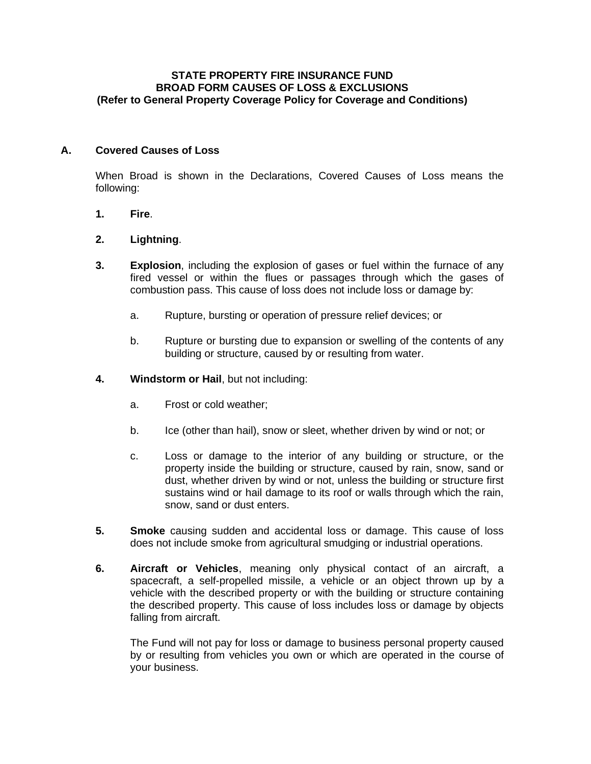# STATE PROPERTY FIRE INSURANCE FUND
## BROAD FORM CAUSES OF LOSS & EXCLUSIONS
### (Refer to General Property Coverage Policy for Coverage and Conditions)

## A. Covered Causes of Loss

When Broad is shown in the Declarations, Covered Causes of Loss means the following:

1. **Fire**.

2. **Lightning**.

3. **Explosion**, including the explosion of gases or fuel within the furnace of any fired vessel or within the flues or passages through which the gases of combustion pass. This cause of loss does not include loss or damage by:

   a. Rupture, bursting or operation of pressure relief devices; or

   b. Rupture or bursting due to expansion or swelling of the contents of any building or structure, caused by or resulting from water.

4. **Windstorm or Hail**, but not including:

   a. Frost or cold weather;

   b. Ice (other than hail), snow or sleet, whether driven by wind or not; or

   c. Loss or damage to the interior of any building or structure, or the property inside the building or structure, caused by rain, snow, sand or dust, whether driven by wind or not, unless the building or structure first sustains wind or hail damage to its roof or walls through which the rain, snow, sand or dust enters.

5. **Smoke** causing sudden and accidental loss or damage. This cause of loss does not include smoke from agricultural smudging or industrial operations.

6. **Aircraft or Vehicles**, meaning only physical contact of an aircraft, a spacecraft, a self-propelled missile, a vehicle or an object thrown up by a vehicle with the described property or with the building or structure containing the described property. This cause of loss includes loss or damage by objects falling from aircraft.

   The Fund will not pay for loss or damage to business personal property caused by or resulting from vehicles you own or which are operated in the course of your business.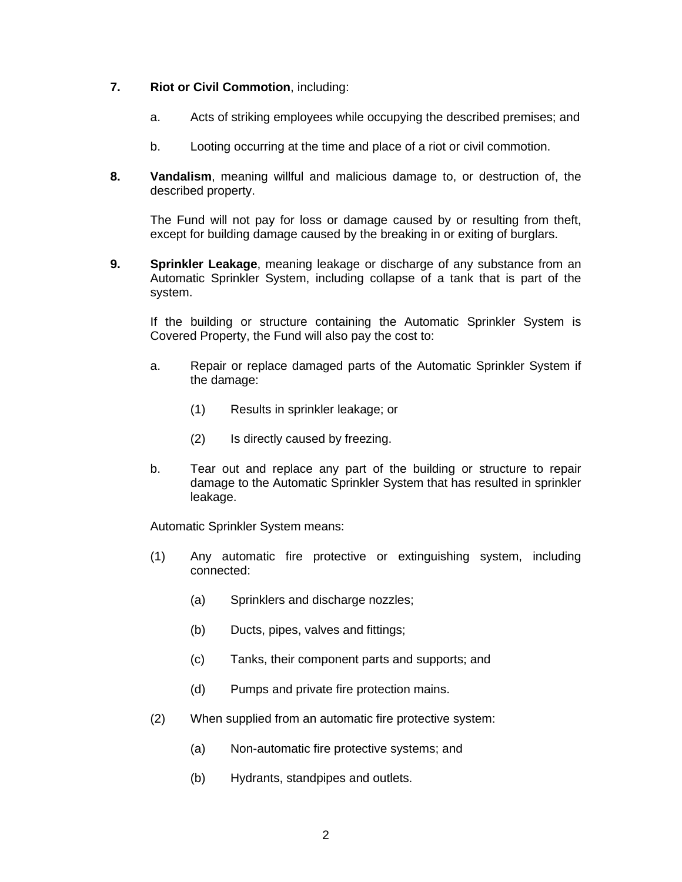**7.** **Riot or Civil Commotion**, including:

a. Acts of striking employees while occupying the described premises; and

b. Looting occurring at the time and place of a riot or civil commotion.

**8.** **Vandalism**, meaning willful and malicious damage to, or destruction of, the described property.

The Fund will not pay for loss or damage caused by or resulting from theft, except for building damage caused by the breaking in or exiting of burglars.

**9.** **Sprinkler Leakage**, meaning leakage or discharge of any substance from an Automatic Sprinkler System, including collapse of a tank that is part of the system.

If the building or structure containing the Automatic Sprinkler System is Covered Property, the Fund will also pay the cost to:

a. Repair or replace damaged parts of the Automatic Sprinkler System if the damage:

(1) Results in sprinkler leakage; or

(2) Is directly caused by freezing.

b. Tear out and replace any part of the building or structure to repair damage to the Automatic Sprinkler System that has resulted in sprinkler leakage.

Automatic Sprinkler System means:

(1) Any automatic fire protective or extinguishing system, including connected:

(a) Sprinklers and discharge nozzles;

(b) Ducts, pipes, valves and fittings;

(c) Tanks, their component parts and supports; and

(d) Pumps and private fire protection mains.

(2) When supplied from an automatic fire protective system:

(a) Non-automatic fire protective systems; and

(b) Hydrants, standpipes and outlets.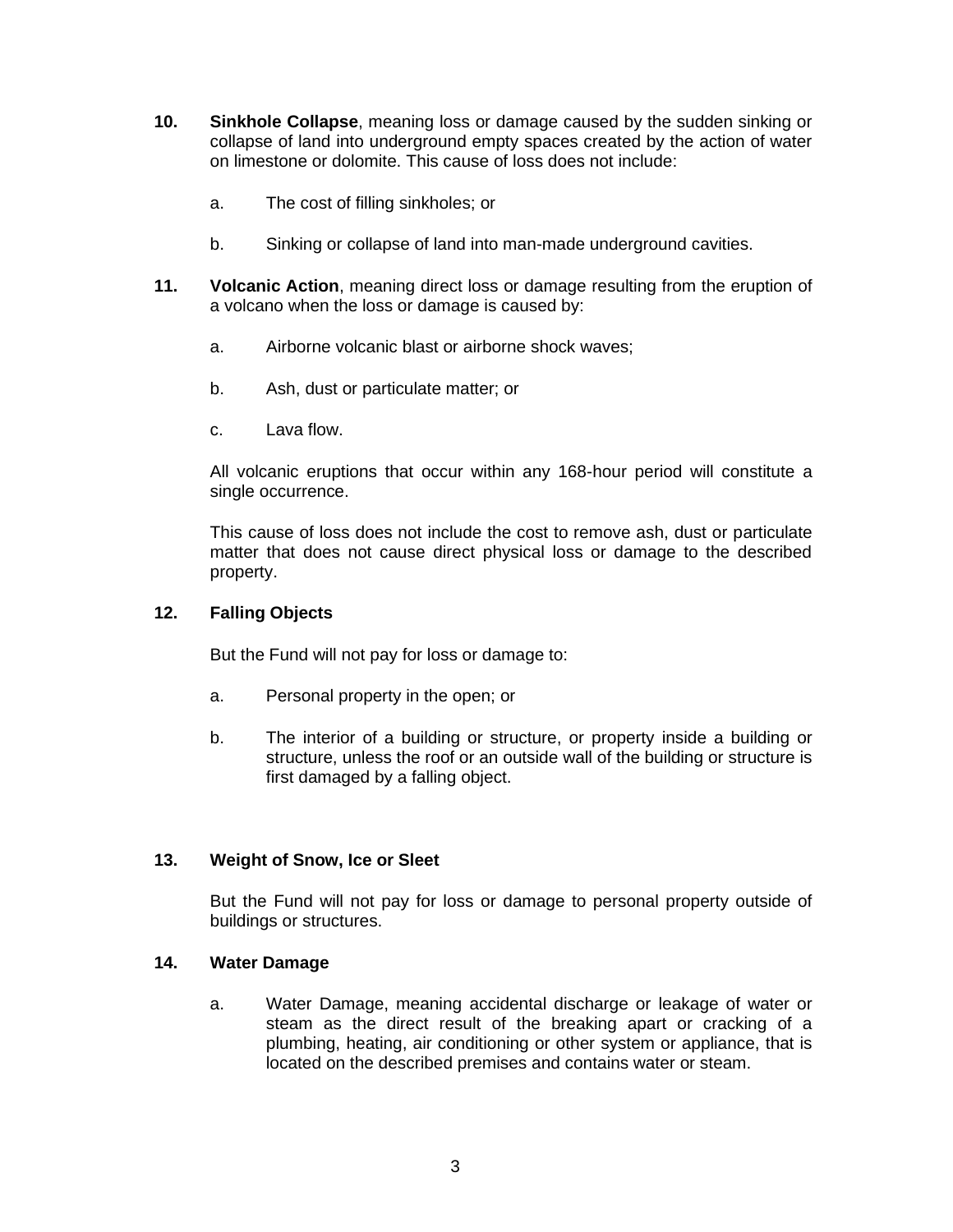**10.** **Sinkhole Collapse**, meaning loss or damage caused by the sudden sinking or collapse of land into underground empty spaces created by the action of water on limestone or dolomite. This cause of loss does not include:

a. The cost of filling sinkholes; or

b. Sinking or collapse of land into man-made underground cavities.

**11.** **Volcanic Action**, meaning direct loss or damage resulting from the eruption of a volcano when the loss or damage is caused by:

a. Airborne volcanic blast or airborne shock waves;

b. Ash, dust or particulate matter; or

c. Lava flow.

All volcanic eruptions that occur within any 168-hour period will constitute a single occurrence.

This cause of loss does not include the cost to remove ash, dust or particulate matter that does not cause direct physical loss or damage to the described property.

**12.** **Falling Objects**

But the Fund will not pay for loss or damage to:

a. Personal property in the open; or

b. The interior of a building or structure, or property inside a building or structure, unless the roof or an outside wall of the building or structure is first damaged by a falling object.

**13.** **Weight of Snow, Ice or Sleet**

But the Fund will not pay for loss or damage to personal property outside of buildings or structures.

**14.** **Water Damage**

a. Water Damage, meaning accidental discharge or leakage of water or steam as the direct result of the breaking apart or cracking of a plumbing, heating, air conditioning or other system or appliance, that is located on the described premises and contains water or steam.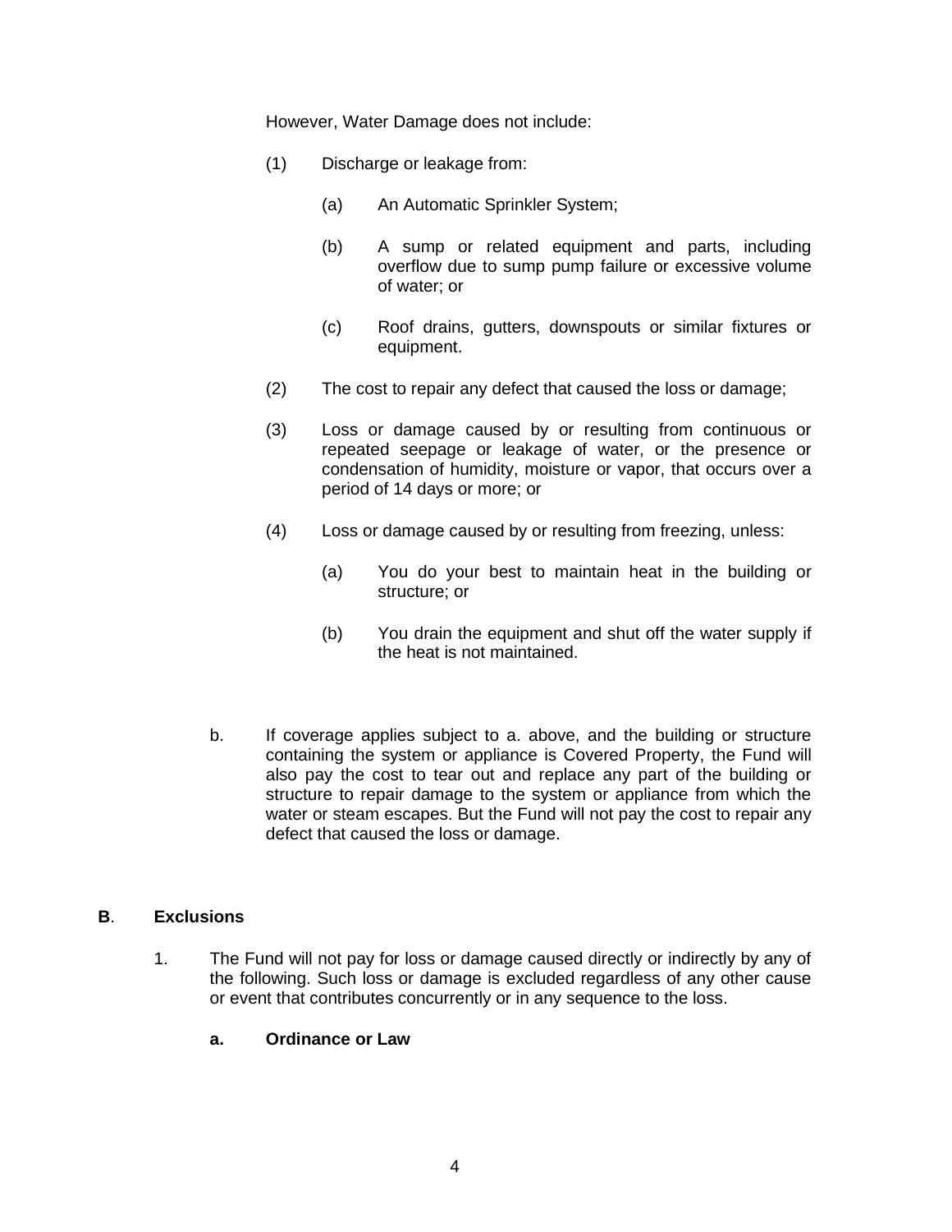However, Water Damage does not include:

(1) Discharge or leakage from:

(a) An Automatic Sprinkler System;

(b) A sump or related equipment and parts, including overflow due to sump pump failure or excessive volume of water; or

(c) Roof drains, gutters, downspouts or similar fixtures or equipment.

(2) The cost to repair any defect that caused the loss or damage;

(3) Loss or damage caused by or resulting from continuous or repeated seepage or leakage of water, or the presence or condensation of humidity, moisture or vapor, that occurs over a period of 14 days or more; or

(4) Loss or damage caused by or resulting from freezing, unless:

(a) You do your best to maintain heat in the building or structure; or

(b) You drain the equipment and shut off the water supply if the heat is not maintained.

b. If coverage applies subject to a. above, and the building or structure containing the system or appliance is Covered Property, the Fund will also pay the cost to tear out and replace any part of the building or structure to repair damage to the system or appliance from which the water or steam escapes. But the Fund will not pay the cost to repair any defect that caused the loss or damage.

## B. Exclusions

1. The Fund will not pay for loss or damage caused directly or indirectly by any of the following. Such loss or damage is excluded regardless of any other cause or event that contributes concurrently or in any sequence to the loss.

   **a. Ordinance or Law**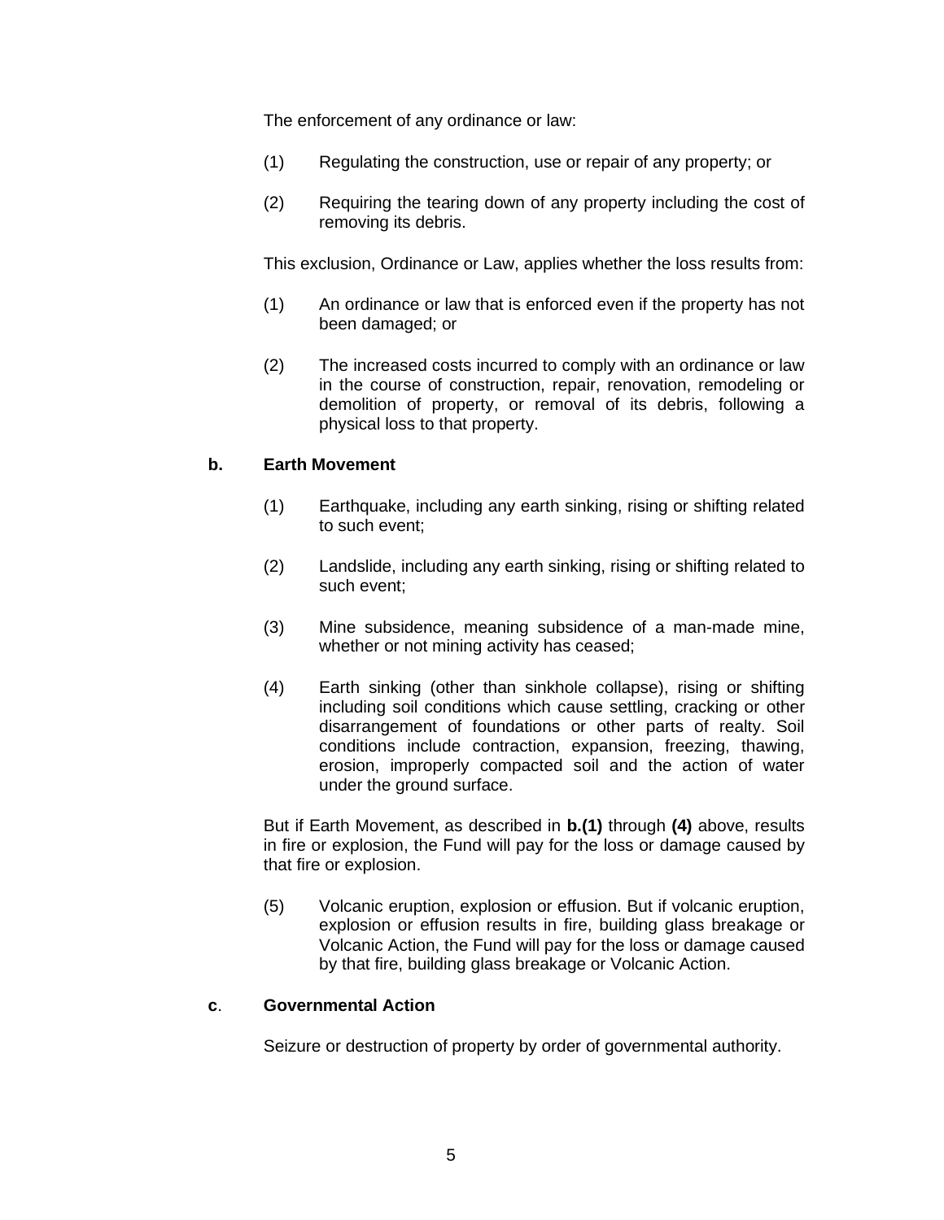The enforcement of any ordinance or law:

(1) Regulating the construction, use or repair of any property; or

(2) Requiring the tearing down of any property including the cost of removing its debris.

This exclusion, Ordinance or Law, applies whether the loss results from:

(1) An ordinance or law that is enforced even if the property has not been damaged; or

(2) The increased costs incurred to comply with an ordinance or law in the course of construction, repair, renovation, remodeling or demolition of property, or removal of its debris, following a physical loss to that property.

**b. Earth Movement**

(1) Earthquake, including any earth sinking, rising or shifting related to such event;

(2) Landslide, including any earth sinking, rising or shifting related to such event;

(3) Mine subsidence, meaning subsidence of a man-made mine, whether or not mining activity has ceased;

(4) Earth sinking (other than sinkhole collapse), rising or shifting including soil conditions which cause settling, cracking or other disarrangement of foundations or other parts of realty. Soil conditions include contraction, expansion, freezing, thawing, erosion, improperly compacted soil and the action of water under the ground surface.

But if Earth Movement, as described in **b.(1)** through **(4)** above, results in fire or explosion, the Fund will pay for the loss or damage caused by that fire or explosion.

(5) Volcanic eruption, explosion or effusion. But if volcanic eruption, explosion or effusion results in fire, building glass breakage or Volcanic Action, the Fund will pay for the loss or damage caused by that fire, building glass breakage or Volcanic Action.

**c. Governmental Action**

Seizure or destruction of property by order of governmental authority.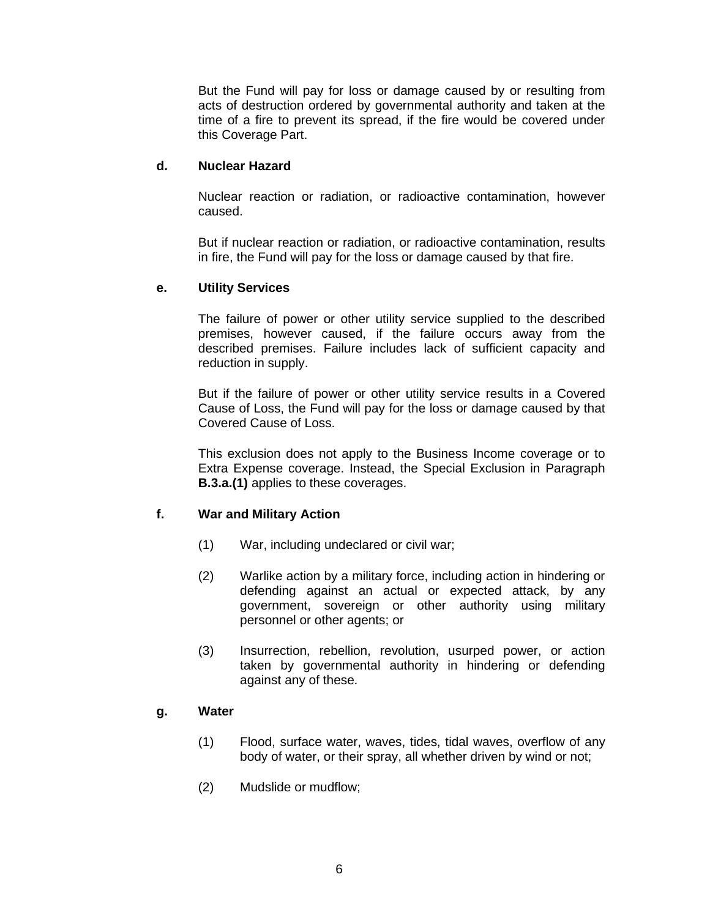But the Fund will pay for loss or damage caused by or resulting from acts of destruction ordered by governmental authority and taken at the time of a fire to prevent its spread, if the fire would be covered under this Coverage Part.

**d. Nuclear Hazard**

Nuclear reaction or radiation, or radioactive contamination, however caused.

But if nuclear reaction or radiation, or radioactive contamination, results in fire, the Fund will pay for the loss or damage caused by that fire.

**e. Utility Services**

The failure of power or other utility service supplied to the described premises, however caused, if the failure occurs away from the described premises. Failure includes lack of sufficient capacity and reduction in supply.

But if the failure of power or other utility service results in a Covered Cause of Loss, the Fund will pay for the loss or damage caused by that Covered Cause of Loss.

This exclusion does not apply to the Business Income coverage or to Extra Expense coverage. Instead, the Special Exclusion in Paragraph **B.3.a.(1)** applies to these coverages.

**f. War and Military Action**

(1) War, including undeclared or civil war;

(2) Warlike action by a military force, including action in hindering or defending against an actual or expected attack, by any government, sovereign or other authority using military personnel or other agents; or

(3) Insurrection, rebellion, revolution, usurped power, or action taken by governmental authority in hindering or defending against any of these.

**g. Water**

(1) Flood, surface water, waves, tides, tidal waves, overflow of any body of water, or their spray, all whether driven by wind or not;

(2) Mudslide or mudflow;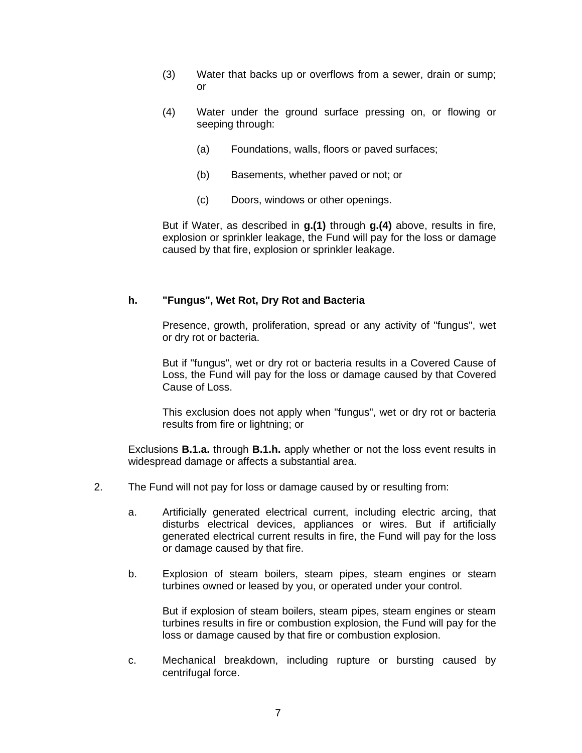(3) Water that backs up or overflows from a sewer, drain or sump; or

(4) Water under the ground surface pressing on, or flowing or seeping through:

(a) Foundations, walls, floors or paved surfaces;

(b) Basements, whether paved or not; or

(c) Doors, windows or other openings.

But if Water, as described in **g.(1)** through **g.(4)** above, results in fire, explosion or sprinkler leakage, the Fund will pay for the loss or damage caused by that fire, explosion or sprinkler leakage.

**h. "Fungus", Wet Rot, Dry Rot and Bacteria**

Presence, growth, proliferation, spread or any activity of "fungus", wet or dry rot or bacteria.

But if "fungus", wet or dry rot or bacteria results in a Covered Cause of Loss, the Fund will pay for the loss or damage caused by that Covered Cause of Loss.

This exclusion does not apply when "fungus", wet or dry rot or bacteria results from fire or lightning; or

Exclusions **B.1.a.** through **B.1.h.** apply whether or not the loss event results in widespread damage or affects a substantial area.

2. The Fund will not pay for loss or damage caused by or resulting from:

a. Artificially generated electrical current, including electric arcing, that disturbs electrical devices, appliances or wires. But if artificially generated electrical current results in fire, the Fund will pay for the loss or damage caused by that fire.

b. Explosion of steam boilers, steam pipes, steam engines or steam turbines owned or leased by you, or operated under your control.

But if explosion of steam boilers, steam pipes, steam engines or steam turbines results in fire or combustion explosion, the Fund will pay for the loss or damage caused by that fire or combustion explosion.

c. Mechanical breakdown, including rupture or bursting caused by centrifugal force.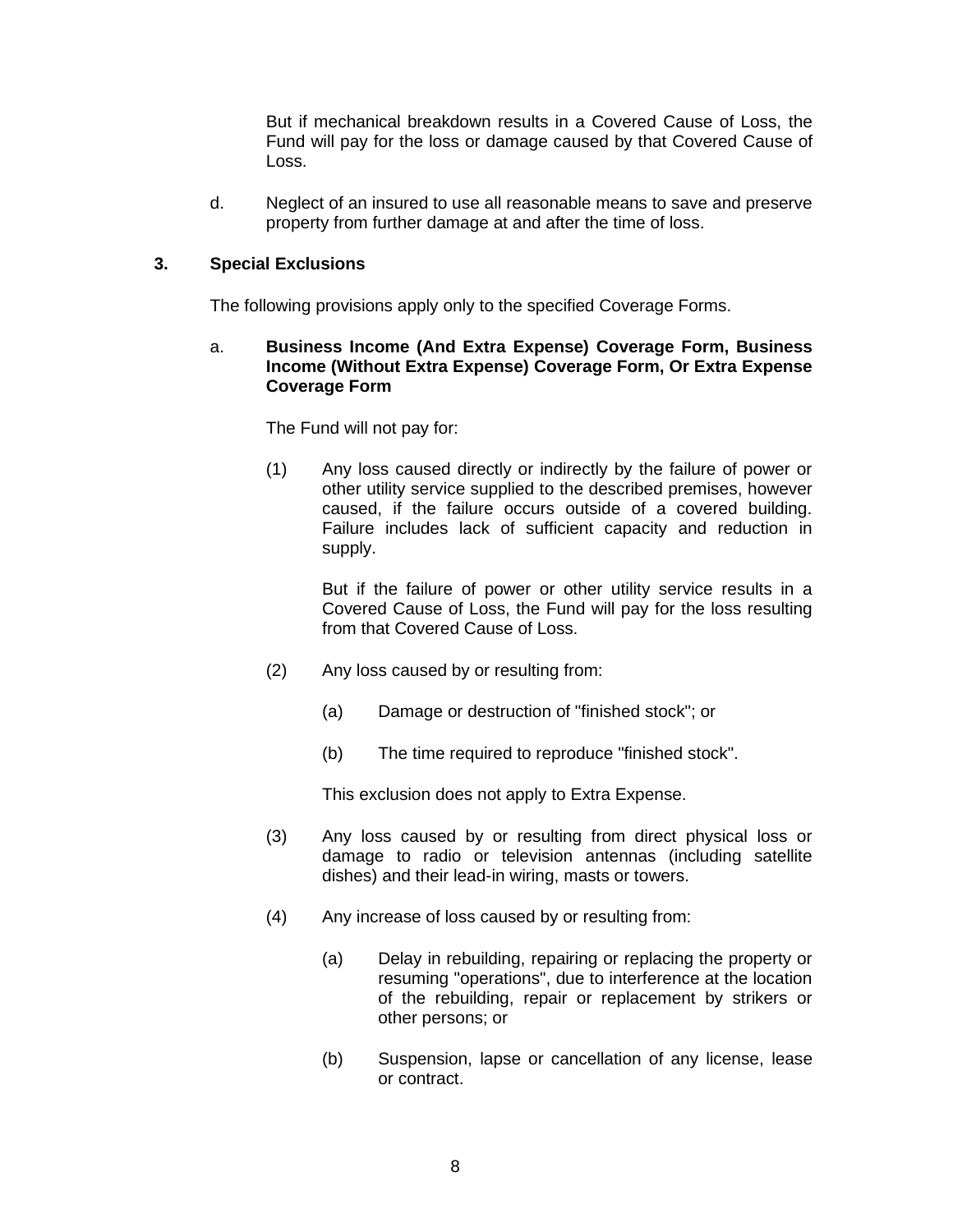But if mechanical breakdown results in a Covered Cause of Loss, the Fund will pay for the loss or damage caused by that Covered Cause of Loss.

d. Neglect of an insured to use all reasonable means to save and preserve property from further damage at and after the time of loss.

**3. Special Exclusions**

The following provisions apply only to the specified Coverage Forms.

a. **Business Income (And Extra Expense) Coverage Form, Business Income (Without Extra Expense) Coverage Form, Or Extra Expense Coverage Form**

The Fund will not pay for:

(1) Any loss caused directly or indirectly by the failure of power or other utility service supplied to the described premises, however caused, if the failure occurs outside of a covered building. Failure includes lack of sufficient capacity and reduction in supply.

But if the failure of power or other utility service results in a Covered Cause of Loss, the Fund will pay for the loss resulting from that Covered Cause of Loss.

(2) Any loss caused by or resulting from:

(a) Damage or destruction of "finished stock"; or

(b) The time required to reproduce "finished stock".

This exclusion does not apply to Extra Expense.

(3) Any loss caused by or resulting from direct physical loss or damage to radio or television antennas (including satellite dishes) and their lead-in wiring, masts or towers.

(4) Any increase of loss caused by or resulting from:

(a) Delay in rebuilding, repairing or replacing the property or resuming "operations", due to interference at the location of the rebuilding, repair or replacement by strikers or other persons; or

(b) Suspension, lapse or cancellation of any license, lease or contract.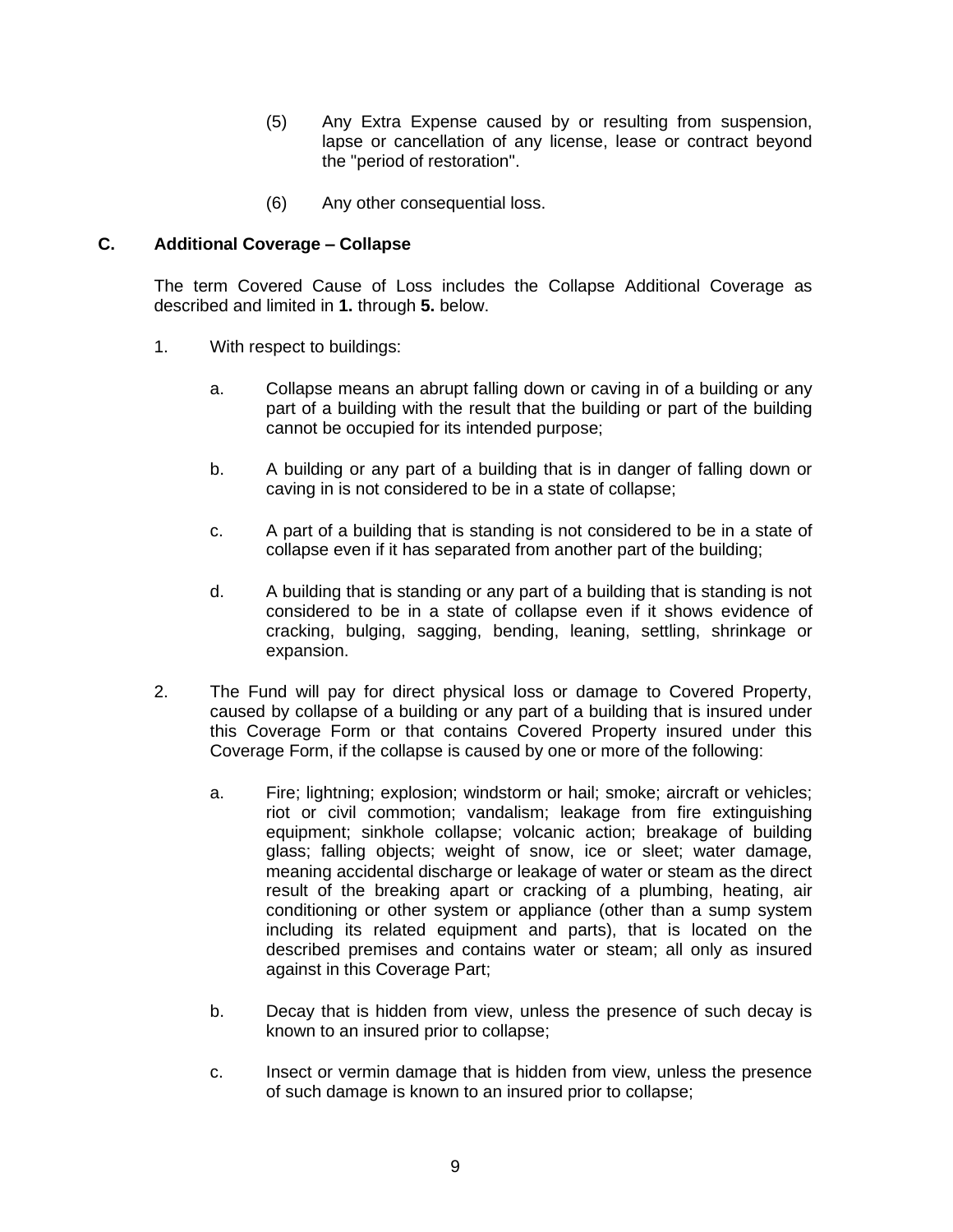(5) Any Extra Expense caused by or resulting from suspension, lapse or cancellation of any license, lease or contract beyond the "period of restoration".

(6) Any other consequential loss.

## C. Additional Coverage – Collapse

The term Covered Cause of Loss includes the Collapse Additional Coverage as described and limited in **1.** through **5.** below.

1. With respect to buildings:

   a. Collapse means an abrupt falling down or caving in of a building or any part of a building with the result that the building or part of the building cannot be occupied for its intended purpose;

   b. A building or any part of a building that is in danger of falling down or caving in is not considered to be in a state of collapse;

   c. A part of a building that is standing is not considered to be in a state of collapse even if it has separated from another part of the building;

   d. A building that is standing or any part of a building that is standing is not considered to be in a state of collapse even if it shows evidence of cracking, bulging, sagging, bending, leaning, settling, shrinkage or expansion.

2. The Fund will pay for direct physical loss or damage to Covered Property, caused by collapse of a building or any part of a building that is insured under this Coverage Form or that contains Covered Property insured under this Coverage Form, if the collapse is caused by one or more of the following:

   a. Fire; lightning; explosion; windstorm or hail; smoke; aircraft or vehicles; riot or civil commotion; vandalism; leakage from fire extinguishing equipment; sinkhole collapse; volcanic action; breakage of building glass; falling objects; weight of snow, ice or sleet; water damage, meaning accidental discharge or leakage of water or steam as the direct result of the breaking apart or cracking of a plumbing, heating, air conditioning or other system or appliance (other than a sump system including its related equipment and parts), that is located on the described premises and contains water or steam; all only as insured against in this Coverage Part;

   b. Decay that is hidden from view, unless the presence of such decay is known to an insured prior to collapse;

   c. Insect or vermin damage that is hidden from view, unless the presence of such damage is known to an insured prior to collapse;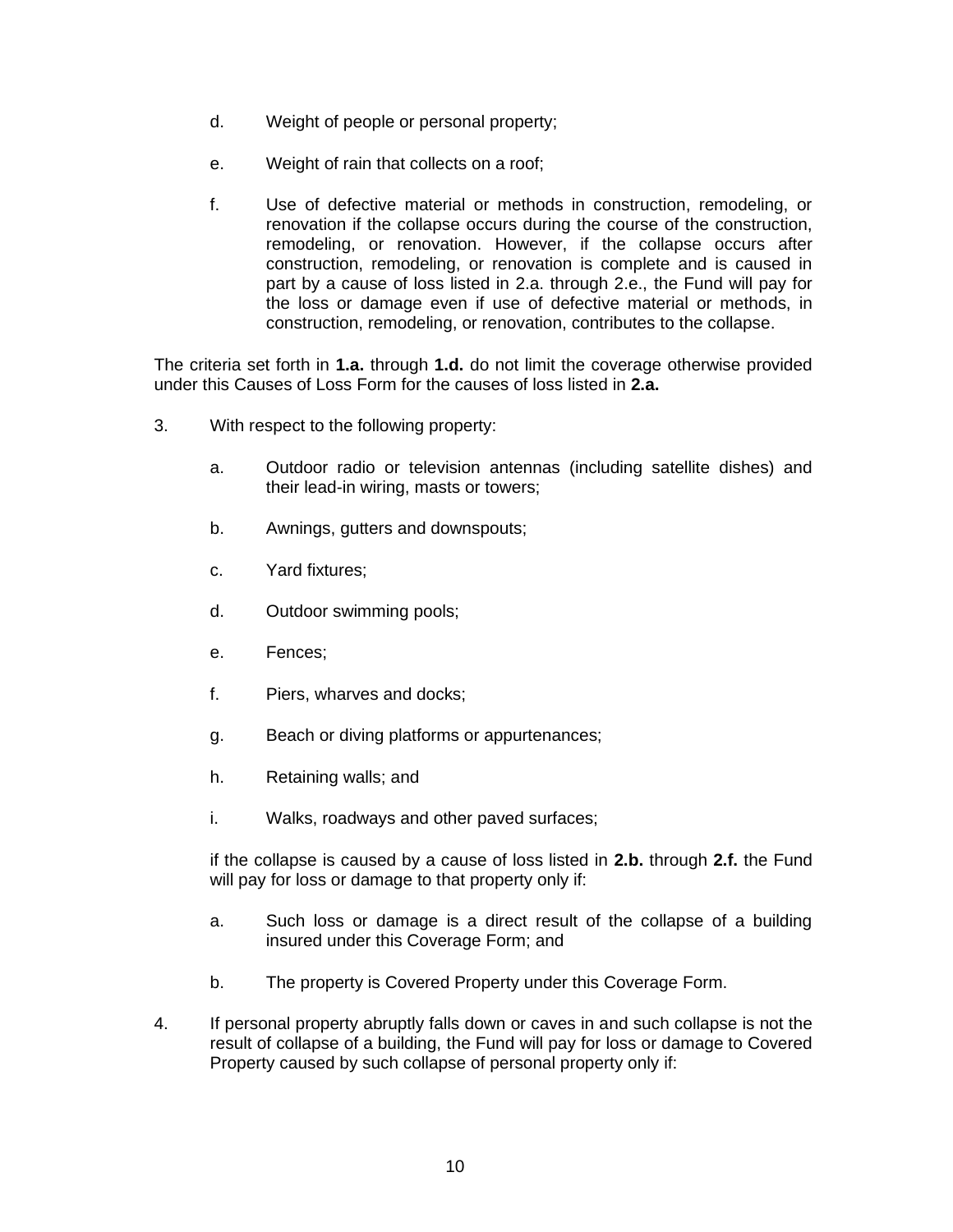d. Weight of people or personal property;

e. Weight of rain that collects on a roof;

f. Use of defective material or methods in construction, remodeling, or renovation if the collapse occurs during the course of the construction, remodeling, or renovation. However, if the collapse occurs after construction, remodeling, or renovation is complete and is caused in part by a cause of loss listed in 2.a. through 2.e., the Fund will pay for the loss or damage even if use of defective material or methods, in construction, remodeling, or renovation, contributes to the collapse.

The criteria set forth in **1.a.** through **1.d.** do not limit the coverage otherwise provided under this Causes of Loss Form for the causes of loss listed in **2.a.**

3. With respect to the following property:

   a. Outdoor radio or television antennas (including satellite dishes) and their lead-in wiring, masts or towers;

   b. Awnings, gutters and downspouts;

   c. Yard fixtures;

   d. Outdoor swimming pools;

   e. Fences;

   f. Piers, wharves and docks;

   g. Beach or diving platforms or appurtenances;

   h. Retaining walls; and

   i. Walks, roadways and other paved surfaces;

   if the collapse is caused by a cause of loss listed in **2.b.** through **2.f.** the Fund will pay for loss or damage to that property only if:

   a. Such loss or damage is a direct result of the collapse of a building insured under this Coverage Form; and

   b. The property is Covered Property under this Coverage Form.

4. If personal property abruptly falls down or caves in and such collapse is not the result of collapse of a building, the Fund will pay for loss or damage to Covered Property caused by such collapse of personal property only if: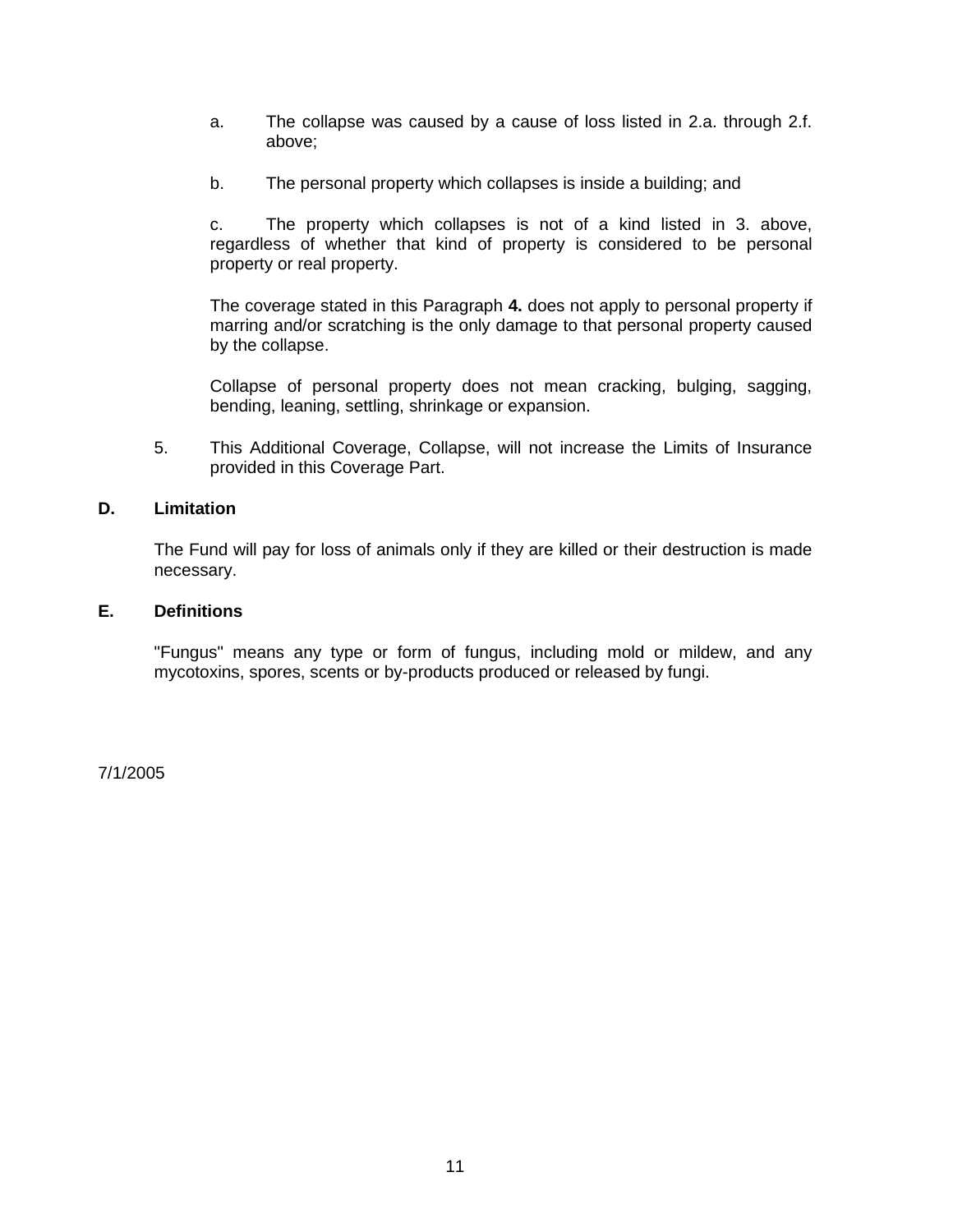a. The collapse was caused by a cause of loss listed in 2.a. through 2.f. above;

b. The personal property which collapses is inside a building; and

c. The property which collapses is not of a kind listed in 3. above, regardless of whether that kind of property is considered to be personal property or real property.

The coverage stated in this Paragraph **4.** does not apply to personal property if marring and/or scratching is the only damage to that personal property caused by the collapse.

Collapse of personal property does not mean cracking, bulging, sagging, bending, leaning, settling, shrinkage or expansion.

5. This Additional Coverage, Collapse, will not increase the Limits of Insurance provided in this Coverage Part.

**D. Limitation**

The Fund will pay for loss of animals only if they are killed or their destruction is made necessary.

**E. Definitions**

"Fungus" means any type or form of fungus, including mold or mildew, and any mycotoxins, spores, scents or by-products produced or released by fungi.

7/1/2005